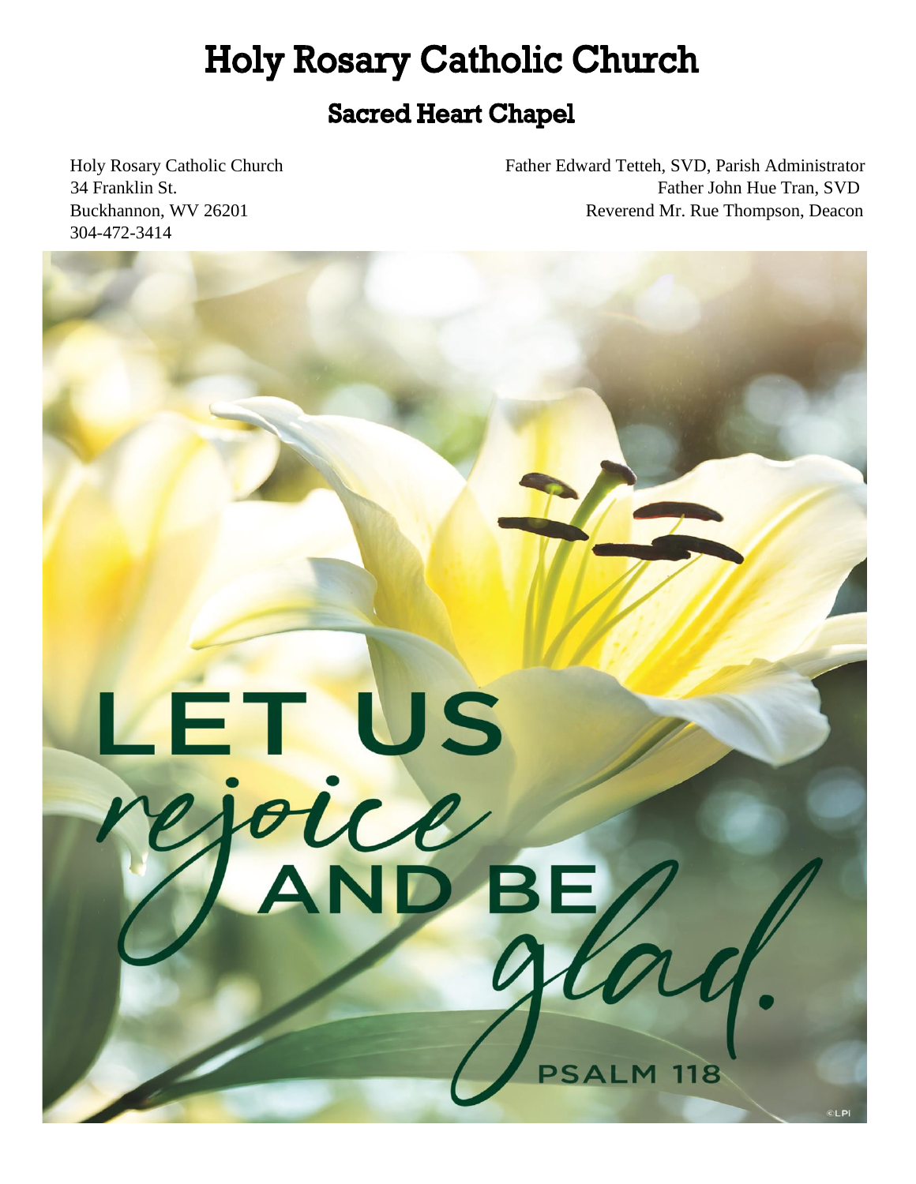# Holy Rosary Catholic Church

## Sacred Heart Chapel

Holy Rosary Catholic Church
34 Franklin St.
Buckhannon, WV 26201
304-472-3414

Father Edward Tetteh, SVD, Parish Administrator
Father John Hue Tran, SVD
Reverend Mr. Rue Thompson, Deacon

LET US *rejoice* AND BE *glad.*

PSALM 118

©LPI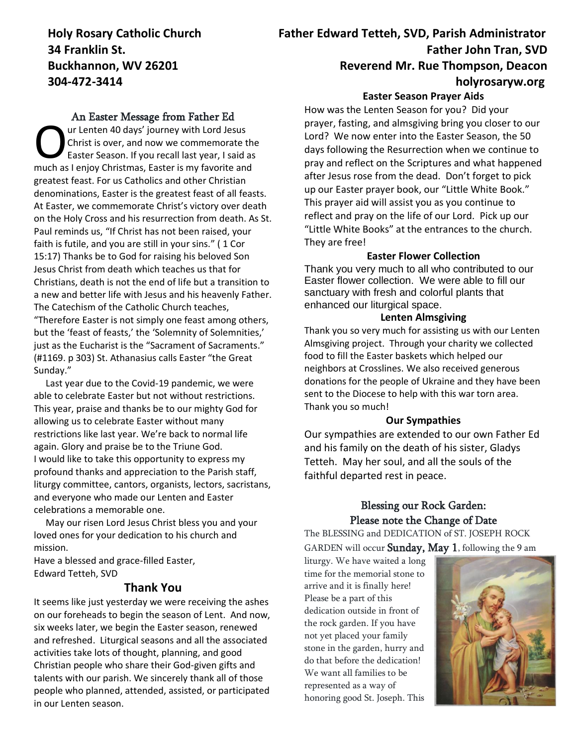**Holy Rosary Catholic Church**
**34 Franklin St.**
**Buckhannon, WV 26201**
**304-472-3414**

**Father Edward Tetteh, SVD, Parish Administrator**
**Father John Tran, SVD**
**Reverend Mr. Rue Thompson, Deacon**
**holyrosaryw.org**

## An Easter Message from Father Ed

Our Lenten 40 days' journey with Lord Jesus Christ is over, and now we commemorate the Easter Season. If you recall last year, I said as much as I enjoy Christmas, Easter is my favorite and greatest feast. For us Catholics and other Christian denominations, Easter is the greatest feast of all feasts. At Easter, we commemorate Christ's victory over death on the Holy Cross and his resurrection from death. As St. Paul reminds us, "If Christ has not been raised, your faith is futile, and you are still in your sins." ( 1 Cor 15:17) Thanks be to God for raising his beloved Son Jesus Christ from death which teaches us that for Christians, death is not the end of life but a transition to a new and better life with Jesus and his heavenly Father. The Catechism of the Catholic Church teaches, "Therefore Easter is not simply one feast among others, but the 'feast of feasts,' the 'Solemnity of Solemnities,' just as the Eucharist is the "Sacrament of Sacraments." (#1169. p 303) St. Athanasius calls Easter "the Great Sunday."

Last year due to the Covid-19 pandemic, we were able to celebrate Easter but not without restrictions. This year, praise and thanks be to our mighty God for allowing us to celebrate Easter without many restrictions like last year. We're back to normal life again. Glory and praise be to the Triune God.
I would like to take this opportunity to express my profound thanks and appreciation to the Parish staff, liturgy committee, cantors, organists, lectors, sacristans, and everyone who made our Lenten and Easter celebrations a memorable one.

May our risen Lord Jesus Christ bless you and your loved ones for your dedication to his church and mission.
Have a blessed and grace-filled Easter,
Edward Tetteh, SVD

## Thank You

It seems like just yesterday we were receiving the ashes on our foreheads to begin the season of Lent. And now, six weeks later, we begin the Easter season, renewed and refreshed. Liturgical seasons and all the associated activities take lots of thought, planning, and good Christian people who share their God-given gifts and talents with our parish. We sincerely thank all of those people who planned, attended, assisted, or participated in our Lenten season.

### Easter Season Prayer Aids

How was the Lenten Season for you? Did your prayer, fasting, and almsgiving bring you closer to our Lord? We now enter into the Easter Season, the 50 days following the Resurrection when we continue to pray and reflect on the Scriptures and what happened after Jesus rose from the dead. Don't forget to pick up our Easter prayer book, our "Little White Book." This prayer aid will assist you as you continue to reflect and pray on the life of our Lord. Pick up our "Little White Books" at the entrances to the church. They are free!

### Easter Flower Collection

Thank you very much to all who contributed to our Easter flower collection. We were able to fill our sanctuary with fresh and colorful plants that enhanced our liturgical space.

### Lenten Almsgiving

Thank you so very much for assisting us with our Lenten Almsgiving project. Through your charity we collected food to fill the Easter baskets which helped our neighbors at Crosslines. We also received generous donations for the people of Ukraine and they have been sent to the Diocese to help with this war torn area. Thank you so much!

### Our Sympathies

Our sympathies are extended to our own Father Ed and his family on the death of his sister, Gladys Tetteh. May her soul, and all the souls of the faithful departed rest in peace.

### Blessing our Rock Garden: Please note the Change of Date

The BLESSING and DEDICATION of ST. JOSEPH ROCK GARDEN will occur **Sunday, May 1**, following the 9 am liturgy. We have waited a long time for the memorial stone to arrive and it is finally here! Please be a part of this dedication outside in front of the rock garden. If you have not yet placed your family stone in the garden, hurry and do that before the dedication! We want all families to be represented as a way of honoring good St. Joseph. This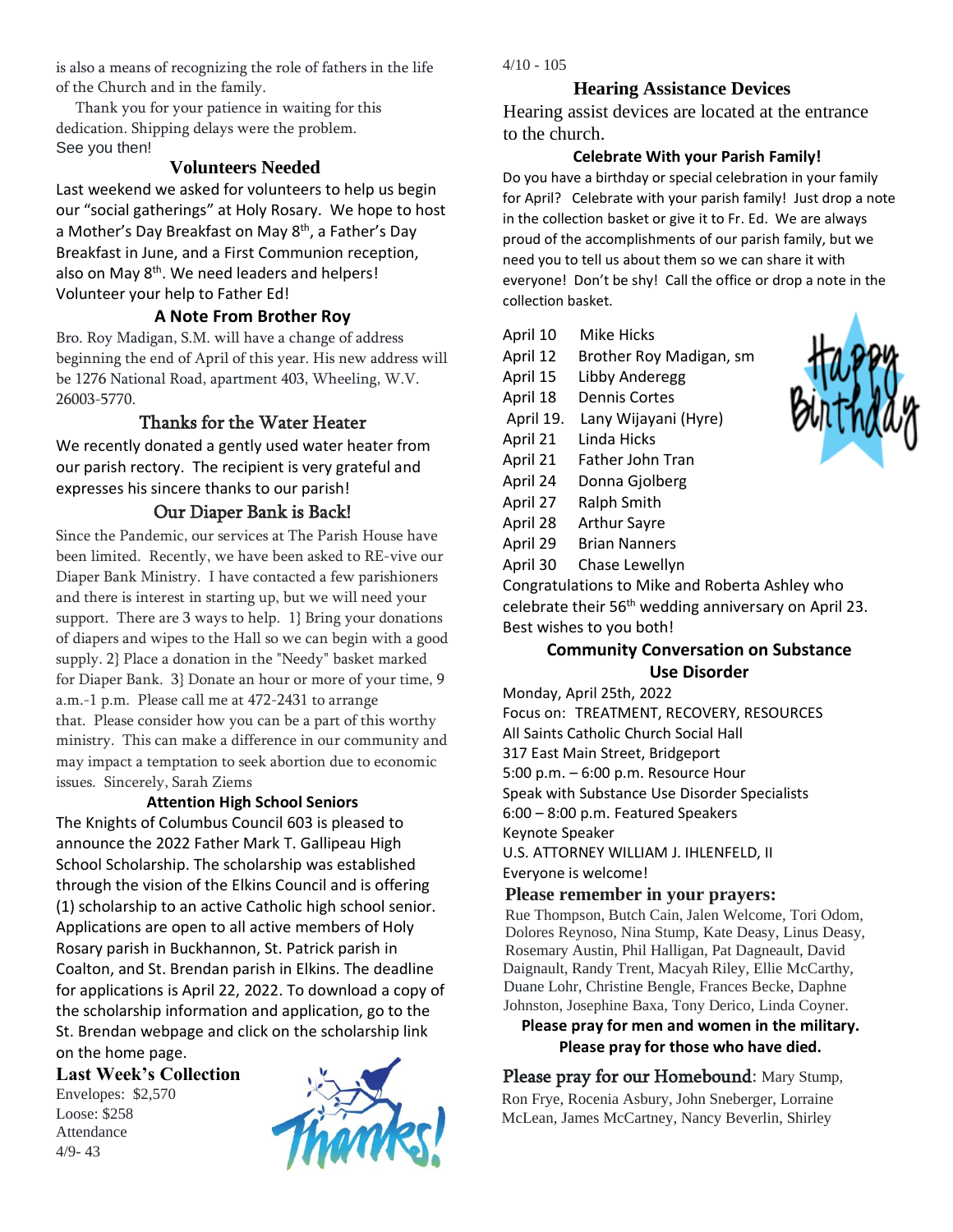is also a means of recognizing the role of fathers in the life of the Church and in the family.

Thank you for your patience in waiting for this dedication. Shipping delays were the problem. See you then!

### Volunteers Needed

Last weekend we asked for volunteers to help us begin our "social gatherings" at Holy Rosary. We hope to host a Mother's Day Breakfast on May 8th, a Father's Day Breakfast in June, and a First Communion reception, also on May 8th. We need leaders and helpers! Volunteer your help to Father Ed!

### A Note From Brother Roy

Bro. Roy Madigan, S.M. will have a change of address beginning the end of April of this year. His new address will be 1276 National Road, apartment 403, Wheeling, W.V. 26003-5770.

### Thanks for the Water Heater

We recently donated a gently used water heater from our parish rectory. The recipient is very grateful and expresses his sincere thanks to our parish!

### Our Diaper Bank is Back!

Since the Pandemic, our services at The Parish House have been limited. Recently, we have been asked to RE-vive our Diaper Bank Ministry. I have contacted a few parishioners and there is interest in starting up, but we will need your support. There are 3 ways to help. 1} Bring your donations of diapers and wipes to the Hall so we can begin with a good supply. 2} Place a donation in the "Needy" basket marked for Diaper Bank. 3} Donate an hour or more of your time, 9 a.m.-1 p.m. Please call me at 472-2431 to arrange that. Please consider how you can be a part of this worthy ministry. This can make a difference in our community and may impact a temptation to seek abortion due to economic issues. Sincerely, Sarah Ziems

### Attention High School Seniors

The Knights of Columbus Council 603 is pleased to announce the 2022 Father Mark T. Gallipeau High School Scholarship. The scholarship was established through the vision of the Elkins Council and is offering (1) scholarship to an active Catholic high school senior. Applications are open to all active members of Holy Rosary parish in Buckhannon, St. Patrick parish in Coalton, and St. Brendan parish in Elkins. The deadline for applications is April 22, 2022. To download a copy of the scholarship information and application, go to the St. Brendan webpage and click on the scholarship link on the home page.

### Last Week's Collection

Envelopes: $2,570
Loose: $258
Attendance
4/9- 43
4/10 - 105

### Hearing Assistance Devices

Hearing assist devices are located at the entrance to the church.

### Celebrate With your Parish Family!

Do you have a birthday or special celebration in your family for April? Celebrate with your parish family! Just drop a note in the collection basket or give it to Fr. Ed. We are always proud of the accomplishments of our parish family, but we need you to tell us about them so we can share it with everyone! Don't be shy! Call the office or drop a note in the collection basket.

April 10 Mike Hicks
April 12 Brother Roy Madigan, sm
April 15 Libby Anderegg
April 18 Dennis Cortes
April 19. Lany Wijayani (Hyre)
April 21 Linda Hicks
April 21 Father John Tran
April 24 Donna Gjolberg
April 27 Ralph Smith
April 28 Arthur Sayre
April 29 Brian Nanners
April 30 Chase Lewellyn

Congratulations to Mike and Roberta Ashley who celebrate their 56th wedding anniversary on April 23. Best wishes to you both!

### Community Conversation on Substance Use Disorder

Monday, April 25th, 2022
Focus on: TREATMENT, RECOVERY, RESOURCES
All Saints Catholic Church Social Hall
317 East Main Street, Bridgeport
5:00 p.m. – 6:00 p.m. Resource Hour
Speak with Substance Use Disorder Specialists
6:00 – 8:00 p.m. Featured Speakers
Keynote Speaker
U.S. ATTORNEY WILLIAM J. IHLENFELD, II
Everyone is welcome!

### Please remember in your prayers:

Rue Thompson, Butch Cain, Jalen Welcome, Tori Odom, Dolores Reynoso, Nina Stump, Kate Deasy, Linus Deasy, Rosemary Austin, Phil Halligan, Pat Dagneault, David Daignault, Randy Trent, Macyah Riley, Ellie McCarthy, Duane Lohr, Christine Bengle, Frances Becke, Daphne Johnston, Josephine Baxa, Tony Derico, Linda Coyner.

**Please pray for men and women in the military.**
**Please pray for those who have died.**

**Please pray for our Homebound**: Mary Stump, Ron Frye, Rocenia Asbury, John Sneberger, Lorraine McLean, James McCartney, Nancy Beverlin, Shirley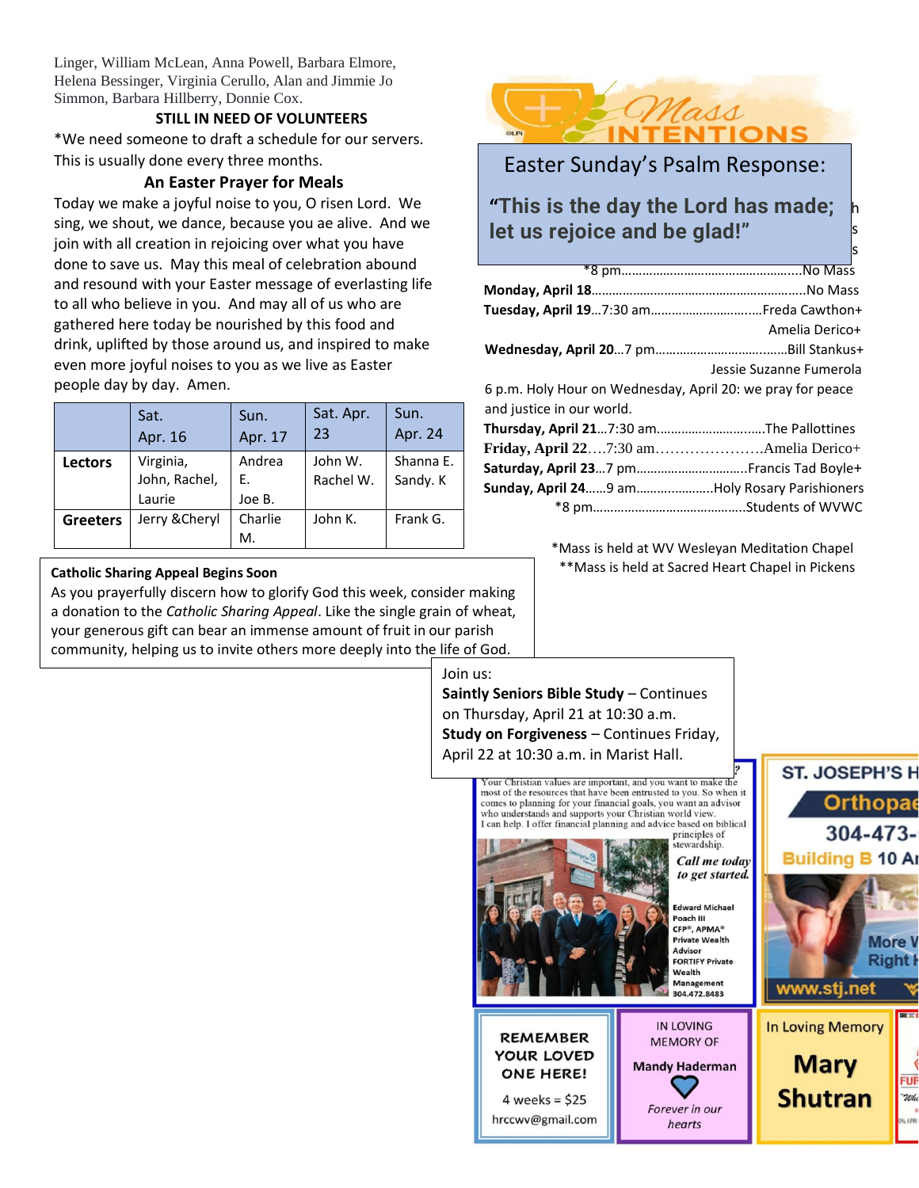Linger, William McLean, Anna Powell, Barbara Elmore, Helena Bessinger, Virginia Cerullo, Alan and Jimmie Jo Simmon, Barbara Hillberry, Donnie Cox.

**STILL IN NEED OF VOLUNTEERS**

*We need someone to draft a schedule for our servers. This is usually done every three months.

**An Easter Prayer for Meals**

Today we make a joyful noise to you, O risen Lord. We sing, we shout, we dance, because you ae alive. And we join with all creation in rejoicing over what you have done to save us. May this meal of celebration abound and resound with your Easter message of everlasting life to all who believe in you. And may all of us who are gathered here today be nourished by this food and drink, uplifted by those around us, and inspired to make even more joyful noises to you as we live as Easter people day by day. Amen.

| | Sat. Apr. 16 | Sun. Apr. 17 | Sat. Apr. 23 | Sun. Apr. 24 |
|---|---|---|---|---|
| **Lectors** | Virginia, John, Rachel, Laurie | Andrea E. Joe B. | John W. Rachel W. | Shanna E. Sandy. K |
| **Greeters** | Jerry &Cheryl | Charlie M. | John K. | Frank G. |

**Catholic Sharing Appeal Begins Soon**

As you prayerfully discern how to glorify God this week, consider making a donation to the *Catholic Sharing Appeal*. Like the single grain of wheat, your generous gift can bear an immense amount of fruit in our parish community, helping us to invite others more deeply into the life of God.

## Mass INTENTIONS

Easter Sunday's Psalm Response:

**"This is the day the Lord has made; let us rejoice and be glad!"**

*8 pm……………………………………………No Mass

**Monday, April 18**…………………………………………………No Mass

**Tuesday, April 19**…7:30 am…………………………Freda Cawthon+ Amelia Derico+

**Wednesday, April 20**…7 pm……………………………Bill Stankus+ Jessie Suzanne Fumerola

6 p.m. Holy Hour on Wednesday, April 20: we pray for peace and justice in our world.

**Thursday, April 21**…7:30 am…………………………The Pallottines

**Friday, April 22**….7:30 am………………….Amelia Derico+

**Saturday, April 23**…7 pm…………………………Francis Tad Boyle+

**Sunday, April 24**……9 am…………………Holy Rosary Parishioners

*8 pm……………………………………Students of WVWC

*Mass is held at WV Wesleyan Meditation Chapel

**Mass is held at Sacred Heart Chapel in Pickens

Join us:

**Saintly Seniors Bible Study** – Continues on Thursday, April 21 at 10:30 a.m.

**Study on Forgiveness** – Continues Friday, April 22 at 10:30 a.m. in Marist Hall.

Your Christian values are important, and you want to make the most of the resources that have been entrusted to you. So when it comes to planning for your financial goals, you want an advisor who understands and supports your Christian world view. I can help. I offer financial planning and advice based on biblical principles of stewardship.

*Call me today to get started.*

Edward Michael Poach III
CFP®, APMA®
Private Wealth Advisor
FORTIFY Private Wealth Management
304.472.8483

ST. JOSEPH'S H
Orthopae
304-473-
Building B 10 A
More W
Right
www.stj.net

REMEMBER YOUR LOVED ONE HERE!

4 weeks = $25

hrccwv@gmail.com

IN LOVING MEMORY OF

Mandy Haderman

*Forever in our hearts*

In Loving Memory

**Mary Shutran**